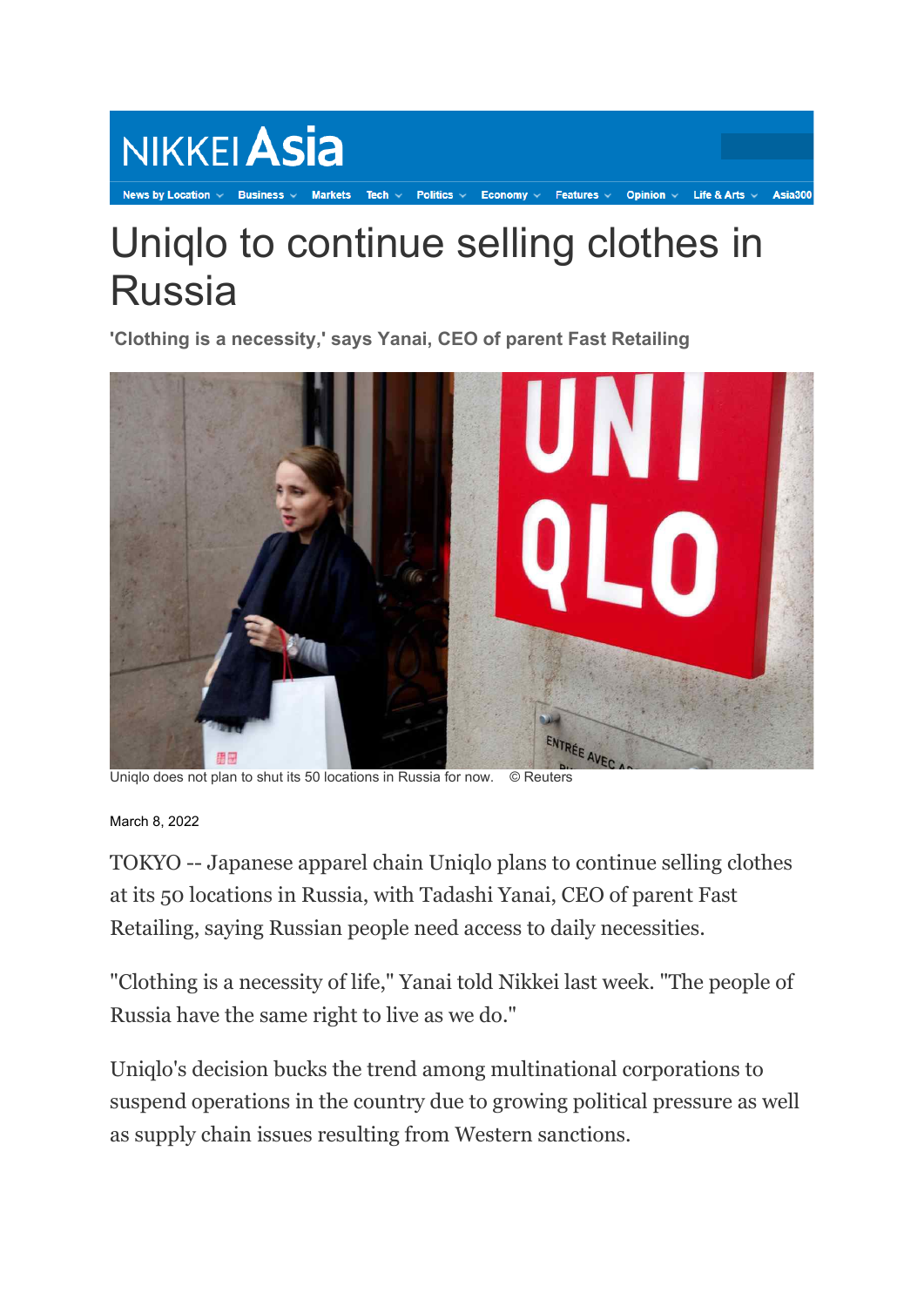# Uniqlo to continue selling clothes in Russia

**'Clothing is a necessity,' says Yanai, CEO of parent Fast Retailing**

Uniqlo does not plan to shut its 50 locations in Russia for now. © Reuters

March 8, 2022

TOKYO -- Japanese apparel chain Uniqlo plans to continue selling clothes at its 50 locations in Russia, with Tadashi Yanai, CEO of parent Fast Retailing, saying Russian people need access to daily necessities.

"Clothing is a necessity of life," Yanai told Nikkei last week. "The people of Russia have the same right to live as we do."

Uniqlo's decision bucks the trend among multinational corporations to suspend operations in the country due to growing political pressure as well as supply chain issues resulting from Western sanctions.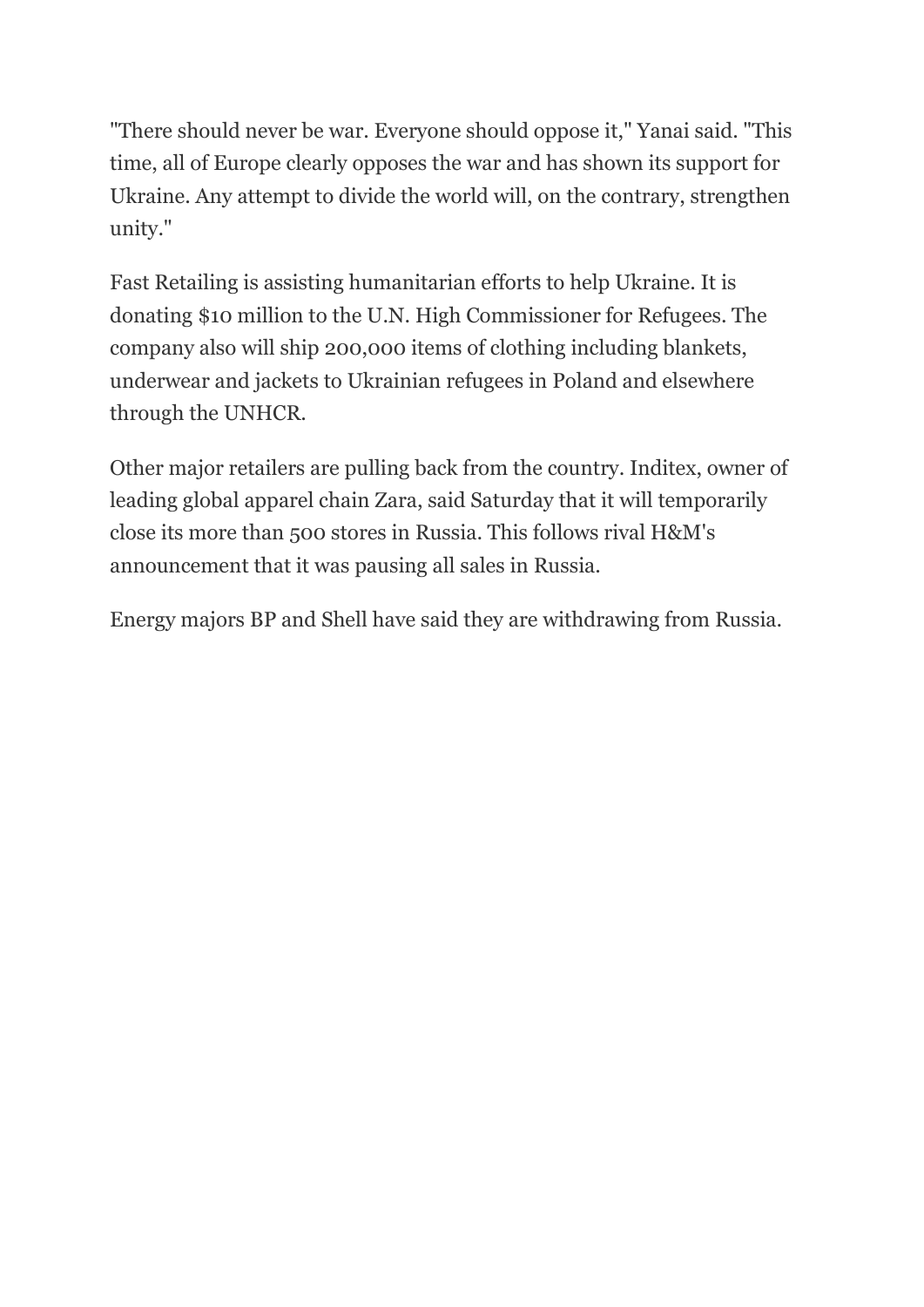"There should never be war. Everyone should oppose it," Yanai said. "This time, all of Europe clearly opposes the war and has shown its support for Ukraine. Any attempt to divide the world will, on the contrary, strengthen unity."

Fast Retailing is assisting humanitarian efforts to help Ukraine. It is donating $10 million to the U.N. High Commissioner for Refugees. The company also will ship 200,000 items of clothing including blankets, underwear and jackets to Ukrainian refugees in Poland and elsewhere through the UNHCR.

Other major retailers are pulling back from the country. Inditex, owner of leading global apparel chain Zara, said Saturday that it will temporarily close its more than 500 stores in Russia. This follows rival H&M's announcement that it was pausing all sales in Russia.

Energy majors BP and Shell have said they are withdrawing from Russia.